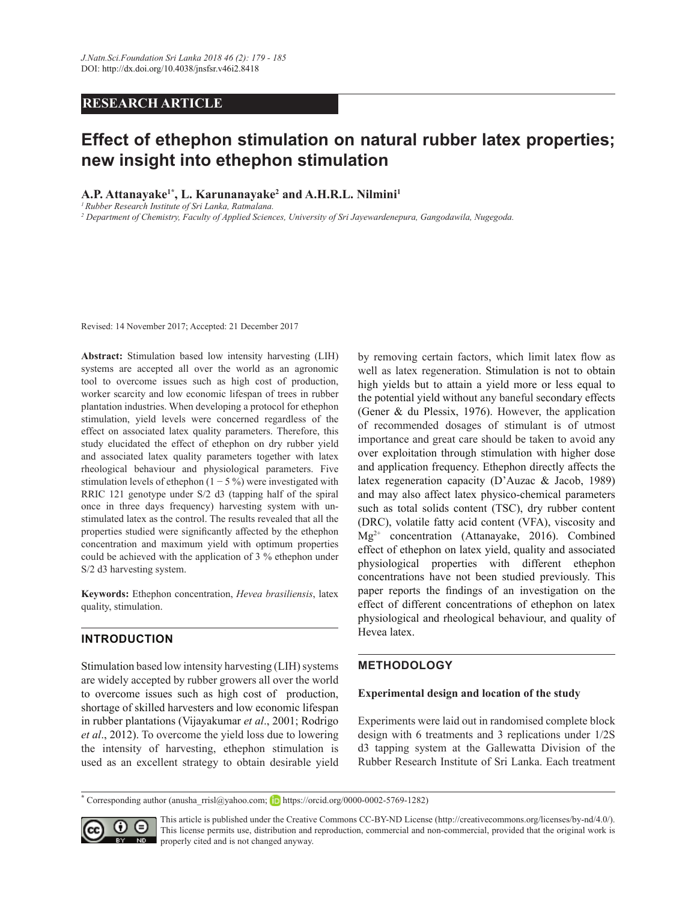RESEARCH ARTICLE

# Effect of ethephon stimulation on natural rubber latex properties; new insight into ethephon stimulation

**A.P. Attanayake[1*], L. Karunanayake[2] and A.H.R.L. Nilmini[1]**

[1] *Rubber Research Institute of Sri Lanka, Ratmalana.*

[2] *Department of Chemistry, Faculty of Applied Sciences, University of Sri Jayewardenepura, Gangodawila, Nugegoda.*

Revised: 14 November 2017; Accepted: 21 December 2017

**Abstract:** Stimulation based low intensity harvesting (LIH) systems are accepted all over the world as an agronomic tool to overcome issues such as high cost of production, worker scarcity and low economic lifespan of trees in rubber plantation industries. When developing a protocol for ethephon stimulation, yield levels were concerned regardless of the effect on associated latex quality parameters. Therefore, this study elucidated the effect of ethephon on dry rubber yield and associated latex quality parameters together with latex rheological behaviour and physiological parameters. Five stimulation levels of ethephon (1 − 5 %) were investigated with RRIC 121 genotype under S/2 d3 (tapping half of the spiral once in three days frequency) harvesting system with un-stimulated latex as the control. The results revealed that all the properties studied were significantly affected by the ethephon concentration and maximum yield with optimum properties could be achieved with the application of 3 % ethephon under S/2 d3 harvesting system.

**Keywords:** Ethephon concentration, *Hevea brasiliensis*, latex quality, stimulation.

## INTRODUCTION

Stimulation based low intensity harvesting (LIH) systems are widely accepted by rubber growers all over the world to overcome issues such as high cost of production, shortage of skilled harvesters and low economic lifespan in rubber plantations (Vijayakumar *et al*., 2001; Rodrigo *et al*., 2012). To overcome the yield loss due to lowering the intensity of harvesting, ethephon stimulation is used as an excellent strategy to obtain desirable yield by removing certain factors, which limit latex flow as well as latex regeneration. Stimulation is not to obtain high yields but to attain a yield more or less equal to the potential yield without any baneful secondary effects (Gener & du Plessix, 1976). However, the application of recommended dosages of stimulant is of utmost importance and great care should be taken to avoid any over exploitation through stimulation with higher dose and application frequency. Ethephon directly affects the latex regeneration capacity (D'Auzac & Jacob, 1989) and may also affect latex physico-chemical parameters such as total solids content (TSC), dry rubber content (DRC), volatile fatty acid content (VFA), viscosity and $Mg^{2+}$ concentration (Attanayake, 2016). Combined effect of ethephon on latex yield, quality and associated physiological properties with different ethephon concentrations have not been studied previously. This paper reports the findings of an investigation on the effect of different concentrations of ethephon on latex physiological and rheological behaviour, and quality of Hevea latex.

## METHODOLOGY

### Experimental design and location of the study

Experiments were laid out in randomised complete block design with 6 treatments and 3 replications under 1/2S d3 tapping system at the Gallewatta Division of the Rubber Research Institute of Sri Lanka. Each treatment

[*] Corresponding author (anusha_rrisl@yahoo.com; https://orcid.org/0000-0002-5769-1282)

This article is published under the Creative Commons CC-BY-ND License (http://creativecommons.org/licenses/by-nd/4.0/). This license permits use, distribution and reproduction, commercial and non-commercial, provided that the original work is properly cited and is not changed anyway.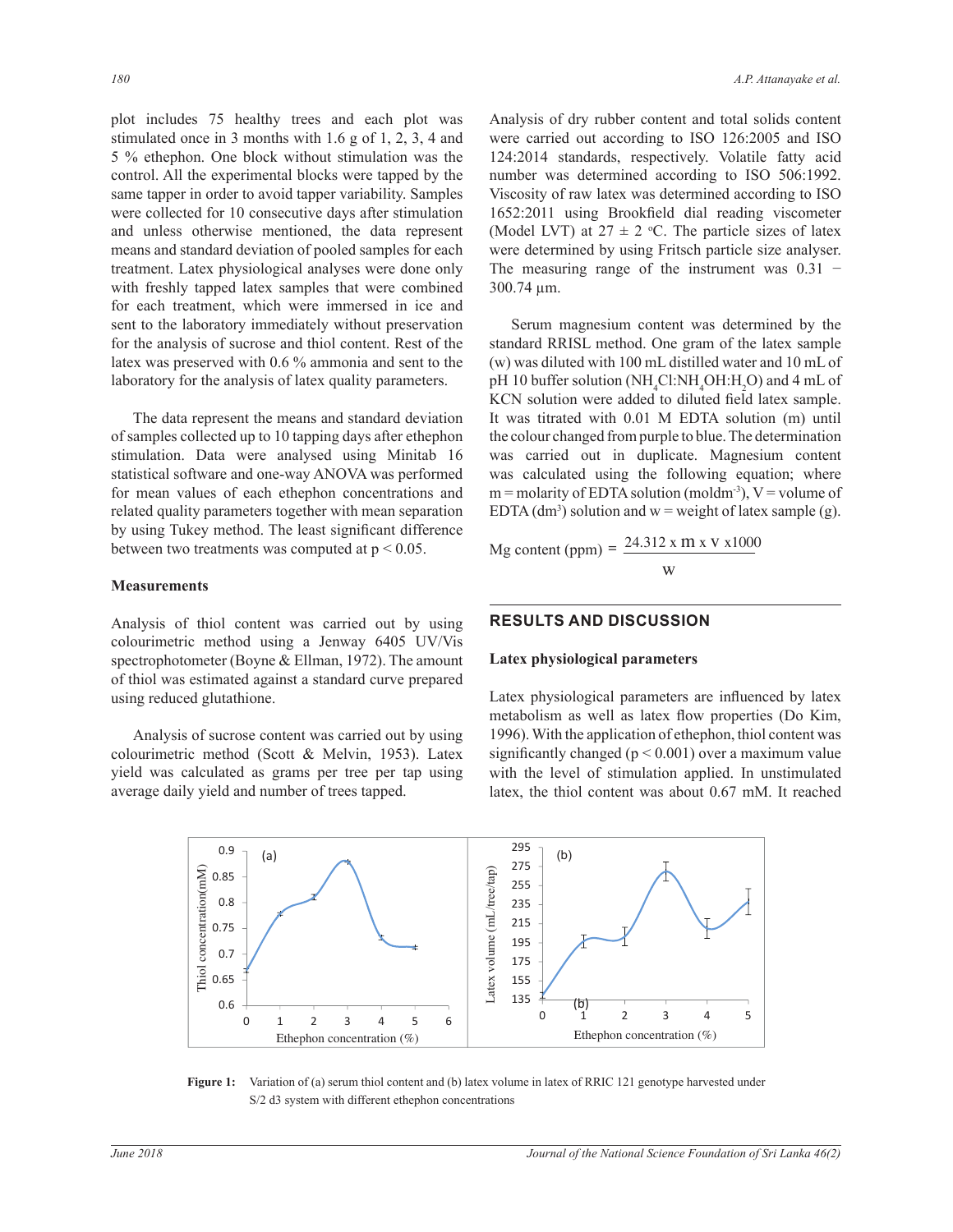plot includes 75 healthy trees and each plot was stimulated once in 3 months with 1.6 g of 1, 2, 3, 4 and 5 % ethephon. One block without stimulation was the control. All the experimental blocks were tapped by the same tapper in order to avoid tapper variability. Samples were collected for 10 consecutive days after stimulation and unless otherwise mentioned, the data represent means and standard deviation of pooled samples for each treatment. Latex physiological analyses were done only with freshly tapped latex samples that were combined for each treatment, which were immersed in ice and sent to the laboratory immediately without preservation for the analysis of sucrose and thiol content. Rest of the latex was preserved with 0.6 % ammonia and sent to the laboratory for the analysis of latex quality parameters.

The data represent the means and standard deviation of samples collected up to 10 tapping days after ethephon stimulation. Data were analysed using Minitab 16 statistical software and one-way ANOVA was performed for mean values of each ethephon concentrations and related quality parameters together with mean separation by using Tukey method. The least significant difference between two treatments was computed at $p < 0.05$.

### Measurements

Analysis of thiol content was carried out by using colourimetric method using a Jenway 6405 UV/Vis spectrophotometer (Boyne & Ellman, 1972). The amount of thiol was estimated against a standard curve prepared using reduced glutathione.

Analysis of sucrose content was carried out by using colourimetric method (Scott & Melvin, 1953). Latex yield was calculated as grams per tree per tap using average daily yield and number of trees tapped.

Analysis of dry rubber content and total solids content were carried out according to ISO 126:2005 and ISO 124:2014 standards, respectively. Volatile fatty acid number was determined according to ISO 506:1992. Viscosity of raw latex was determined according to ISO 1652:2011 using Brookfield dial reading viscometer (Model LVT) at 27 ± 2 °C. The particle sizes of latex were determined by using Fritsch particle size analyser. The measuring range of the instrument was 0.31 − 300.74 µm.

Serum magnesium content was determined by the standard RRISL method. One gram of the latex sample (w) was diluted with 100 mL distilled water and 10 mL of pH 10 buffer solution ($NH_4Cl:NH_4OH:H_2O$) and 4 mL of KCN solution were added to diluted field latex sample. It was titrated with 0.01 M EDTA solution (m) until the colour changed from purple to blue. The determination was carried out in duplicate. Magnesium content was calculated using the following equation; where m = molarity of EDTA solution ($mol dm^{-3}$), V = volume of EDTA ($dm^3$) solution and w = weight of latex sample (g).

$$\text{Mg content (ppm)} = \frac{24.312 \times m \times V \times 1000}{w}$$

## RESULTS AND DISCUSSION

### Latex physiological parameters

Latex physiological parameters are influenced by latex metabolism as well as latex flow properties (Do Kim, 1996). With the application of ethephon, thiol content was significantly changed ($p < 0.001$) over a maximum value with the level of stimulation applied. In unstimulated latex, the thiol content was about 0.67 mM. It reached

**Figure 1:** Variation of (a) serum thiol content and (b) latex volume in latex of RRIC 121 genotype harvested under S/2 d3 system with different ethephon concentrations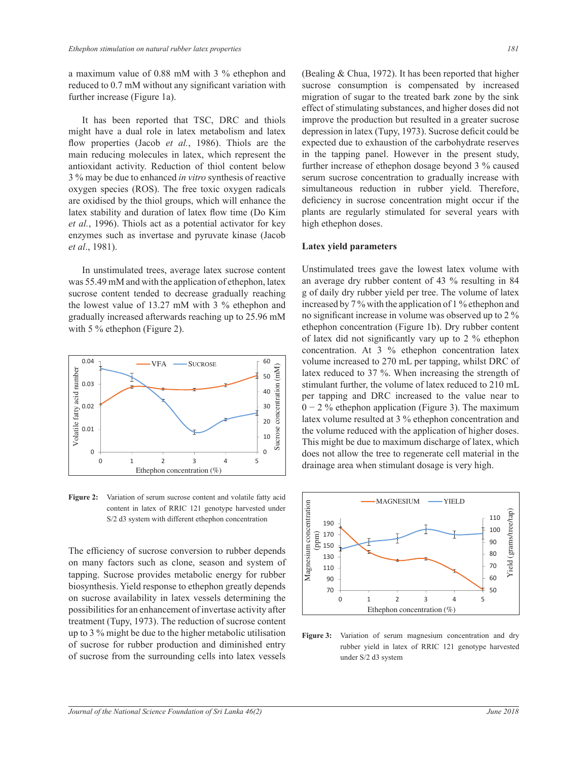a maximum value of 0.88 mM with 3 % ethephon and reduced to 0.7 mM without any significant variation with further increase (Figure 1a).

It has been reported that TSC, DRC and thiols might have a dual role in latex metabolism and latex flow properties (Jacob *et al.*, 1986). Thiols are the main reducing molecules in latex, which represent the antioxidant activity. Reduction of thiol content below 3 % may be due to enhanced *in vitro* synthesis of reactive oxygen species (ROS). The free toxic oxygen radicals are oxidised by the thiol groups, which will enhance the latex stability and duration of latex flow time (Do Kim *et al.*, 1996). Thiols act as a potential activator for key enzymes such as invertase and pyruvate kinase (Jacob *et al.*, 1981).

In unstimulated trees, average latex sucrose content was 55.49 mM and with the application of ethephon, latex sucrose content tended to decrease gradually reaching the lowest value of 13.27 mM with 3 % ethephon and gradually increased afterwards reaching up to 25.96 mM with 5 % ethephon (Figure 2).

**Figure 2:** Variation of serum sucrose content and volatile fatty acid content in latex of RRIC 121 genotype harvested under S/2 d3 system with different ethephon concentration

The efficiency of sucrose conversion to rubber depends on many factors such as clone, season and system of tapping. Sucrose provides metabolic energy for rubber biosynthesis. Yield response to ethephon greatly depends on sucrose availability in latex vessels determining the possibilities for an enhancement of invertase activity after treatment (Tupy, 1973). The reduction of sucrose content up to 3 % might be due to the higher metabolic utilisation of sucrose for rubber production and diminished entry of sucrose from the surrounding cells into latex vessels (Bealing & Chua, 1972). It has been reported that higher sucrose consumption is compensated by increased migration of sugar to the treated bark zone by the sink effect of stimulating substances, and higher doses did not improve the production but resulted in a greater sucrose depression in latex (Tupy, 1973). Sucrose deficit could be expected due to exhaustion of the carbohydrate reserves in the tapping panel. However in the present study, further increase of ethephon dosage beyond 3 % caused serum sucrose concentration to gradually increase with simultaneous reduction in rubber yield. Therefore, deficiency in sucrose concentration might occur if the plants are regularly stimulated for several years with high ethephon doses.

### Latex yield parameters

Unstimulated trees gave the lowest latex volume with an average dry rubber content of 43 % resulting in 84 g of daily dry rubber yield per tree. The volume of latex increased by 7 % with the application of 1 % ethephon and no significant increase in volume was observed up to 2 % ethephon concentration (Figure 1b). Dry rubber content of latex did not significantly vary up to 2 % ethephon concentration. At 3 % ethephon concentration latex volume increased to 270 mL per tapping, whilst DRC of latex reduced to 37 %. When increasing the strength of stimulant further, the volume of latex reduced to 210 mL per tapping and DRC increased to the value near to 0 − 2 % ethephon application (Figure 3). The maximum latex volume resulted at 3 % ethephon concentration and the volume reduced with the application of higher doses. This might be due to maximum discharge of latex, which does not allow the tree to regenerate cell material in the drainage area when stimulant dosage is very high.

**Figure 3:** Variation of serum magnesium concentration and dry rubber yield in latex of RRIC 121 genotype harvested under S/2 d3 system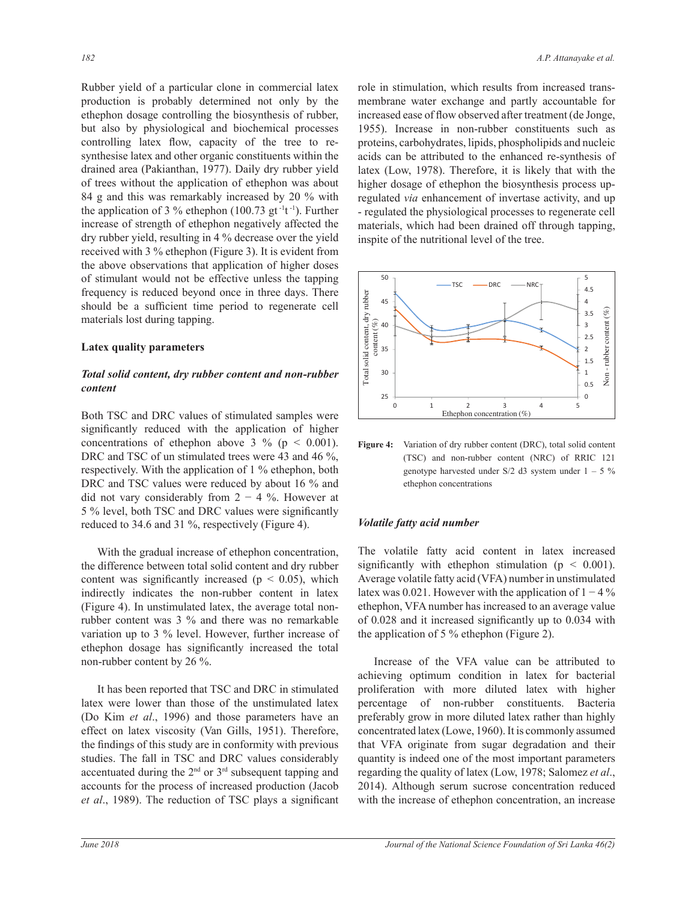Rubber yield of a particular clone in commercial latex production is probably determined not only by the ethephon dosage controlling the biosynthesis of rubber, but also by physiological and biochemical processes controlling latex flow, capacity of the tree to re-synthesise latex and other organic constituents within the drained area (Pakianthan, 1977). Daily dry rubber yield of trees without the application of ethephon was about 84 g and this was remarkably increased by 20 % with the application of 3 % ethephon (100.73 $gt^{-1}t^{-1}$). Further increase of strength of ethephon negatively affected the dry rubber yield, resulting in 4 % decrease over the yield received with 3 % ethephon (Figure 3). It is evident from the above observations that application of higher doses of stimulant would not be effective unless the tapping frequency is reduced beyond once in three days. There should be a sufficient time period to regenerate cell materials lost during tapping.

### Latex quality parameters

#### *Total solid content, dry rubber content and non-rubber content*

Both TSC and DRC values of stimulated samples were significantly reduced with the application of higher concentrations of ethephon above 3 % ($p < 0.001$). DRC and TSC of un stimulated trees were 43 and 46 %, respectively. With the application of 1 % ethephon, both DRC and TSC values were reduced by about 16 % and did not vary considerably from 2 − 4 %. However at 5 % level, both TSC and DRC values were significantly reduced to 34.6 and 31 %, respectively (Figure 4).

With the gradual increase of ethephon concentration, the difference between total solid content and dry rubber content was significantly increased ($p < 0.05$), which indirectly indicates the non-rubber content in latex (Figure 4). In unstimulated latex, the average total non-rubber content was 3 % and there was no remarkable variation up to 3 % level. However, further increase of ethephon dosage has significantly increased the total non-rubber content by 26 %.

It has been reported that TSC and DRC in stimulated latex were lower than those of the unstimulated latex (Do Kim *et al*., 1996) and those parameters have an effect on latex viscosity (Van Gills, 1951). Therefore, the findings of this study are in conformity with previous studies. The fall in TSC and DRC values considerably accentuated during the 2nd or 3rd subsequent tapping and accounts for the process of increased production (Jacob *et al*., 1989). The reduction of TSC plays a significant role in stimulation, which results from increased trans-membrane water exchange and partly accountable for increased ease of flow observed after treatment (de Jonge, 1955). Increase in non-rubber constituents such as proteins, carbohydrates, lipids, phospholipids and nucleic acids can be attributed to the enhanced re-synthesis of latex (Low, 1978). Therefore, it is likely that with the higher dosage of ethephon the biosynthesis process up-regulated *via* enhancement of invertase activity, and up - regulated the physiological processes to regenerate cell materials, which had been drained off through tapping, inspite of the nutritional level of the tree.

**Figure 4:** Variation of dry rubber content (DRC), total solid content (TSC) and non-rubber content (NRC) of RRIC 121 genotype harvested under S/2 d3 system under 1 – 5 % ethephon concentrations

#### *Volatile fatty acid number*

The volatile fatty acid content in latex increased significantly with ethephon stimulation ($p < 0.001$). Average volatile fatty acid (VFA) number in unstimulated latex was 0.021. However with the application of 1 − 4 % ethephon, VFA number has increased to an average value of 0.028 and it increased significantly up to 0.034 with the application of 5 % ethephon (Figure 2).

Increase of the VFA value can be attributed to achieving optimum condition in latex for bacterial proliferation with more diluted latex with higher percentage of non-rubber constituents. Bacteria preferably grow in more diluted latex rather than highly concentrated latex (Lowe, 1960). It is commonly assumed that VFA originate from sugar degradation and their quantity is indeed one of the most important parameters regarding the quality of latex (Low, 1978; Salomez *et al*., 2014). Although serum sucrose concentration reduced with the increase of ethephon concentration, an increase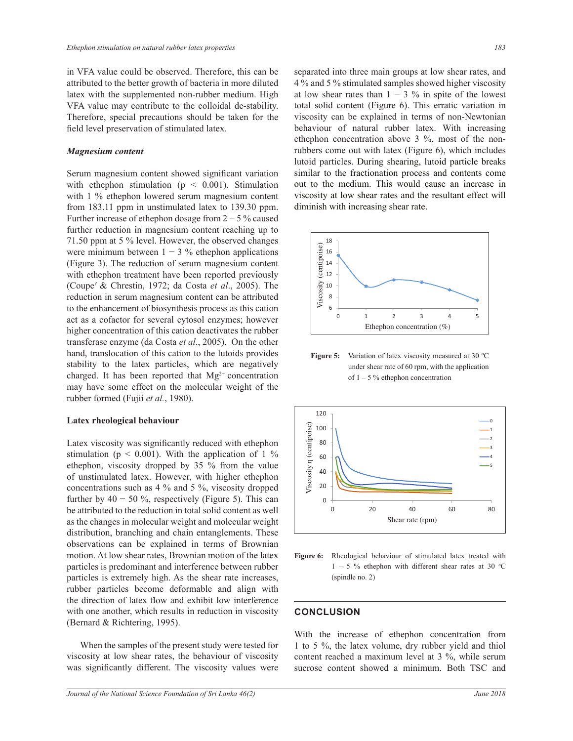in VFA value could be observed. Therefore, this can be attributed to the better growth of bacteria in more diluted latex with the supplemented non-rubber medium. High VFA value may contribute to the colloidal de-stability. Therefore, special precautions should be taken for the field level preservation of stimulated latex.

### *Magnesium content*

Serum magnesium content showed significant variation with ethephon stimulation ($p < 0.001$). Stimulation with 1 % ethephon lowered serum magnesium content from 183.11 ppm in unstimulated latex to 139.30 ppm. Further increase of ethephon dosage from 2 − 5 % caused further reduction in magnesium content reaching up to 71.50 ppm at 5 % level. However, the observed changes were minimum between 1 − 3 % ethephon applications (Figure 3). The reduction of serum magnesium content with ethephon treatment have been reported previously (Coupe′ & Chrestin, 1972; da Costa *et al*., 2005). The reduction in serum magnesium content can be attributed to the enhancement of biosynthesis process as this cation act as a cofactor for several cytosol enzymes; however higher concentration of this cation deactivates the rubber transferase enzyme (da Costa *et al*., 2005). On the other hand, translocation of this cation to the lutoids provides stability to the latex particles, which are negatively charged. It has been reported that $Mg^{2+}$ concentration may have some effect on the molecular weight of the rubber formed (Fujii *et al.*, 1980).

### Latex rheological behaviour

Latex viscosity was significantly reduced with ethephon stimulation ($p < 0.001$). With the application of 1 % ethephon, viscosity dropped by 35 % from the value of unstimulated latex. However, with higher ethephon concentrations such as 4 % and 5 %, viscosity dropped further by 40 − 50 %, respectively (Figure 5). This can be attributed to the reduction in total solid content as well as the changes in molecular weight and molecular weight distribution, branching and chain entanglements. These observations can be explained in terms of Brownian motion. At low shear rates, Brownian motion of the latex particles is predominant and interference between rubber particles is extremely high. As the shear rate increases, rubber particles become deformable and align with the direction of latex flow and exhibit low interference with one another, which results in reduction in viscosity (Bernard & Richtering, 1995).

When the samples of the present study were tested for viscosity at low shear rates, the behaviour of viscosity was significantly different. The viscosity values were separated into three main groups at low shear rates, and 4 % and 5 % stimulated samples showed higher viscosity at low shear rates than 1 − 3 % in spite of the lowest total solid content (Figure 6). This erratic variation in viscosity can be explained in terms of non-Newtonian behaviour of natural rubber latex. With increasing ethephon concentration above 3 %, most of the non-rubbers come out with latex (Figure 6), which includes lutoid particles. During shearing, lutoid particle breaks similar to the fractionation process and contents come out to the medium. This would cause an increase in viscosity at low shear rates and the resultant effect will diminish with increasing shear rate.

**Figure 5:** Variation of latex viscosity measured at 30 ºC under shear rate of 60 rpm, with the application of 1 – 5 % ethephon concentration

**Figure 6:** Rheological behaviour of stimulated latex treated with 1 – 5 % ethephon with different shear rates at 30 ºC (spindle no. 2)

## CONCLUSION

With the increase of ethephon concentration from 1 to 5 %, the latex volume, dry rubber yield and thiol content reached a maximum level at 3 %, while serum sucrose content showed a minimum. Both TSC and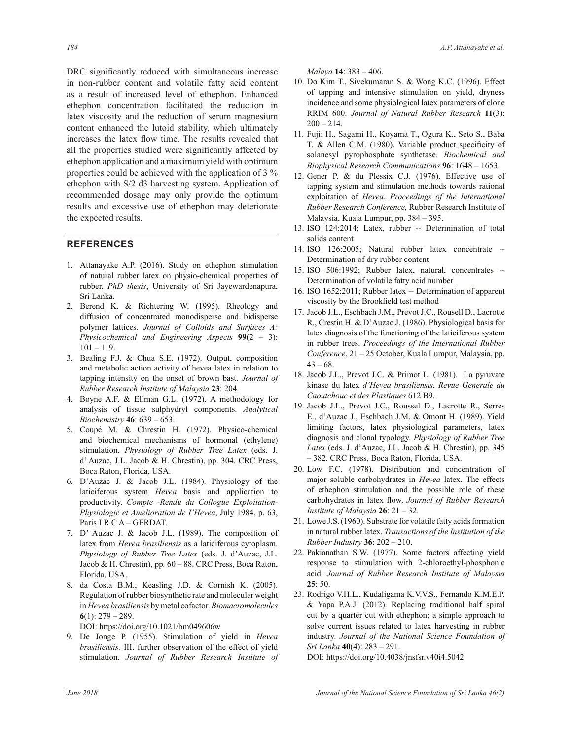DRC significantly reduced with simultaneous increase in non-rubber content and volatile fatty acid content as a result of increased level of ethephon. Enhanced ethephon concentration facilitated the reduction in latex viscosity and the reduction of serum magnesium content enhanced the lutoid stability, which ultimately increases the latex flow time. The results revealed that all the properties studied were significantly affected by ethephon application and a maximum yield with optimum properties could be achieved with the application of 3 % ethephon with S/2 d3 harvesting system. Application of recommended dosage may only provide the optimum results and excessive use of ethephon may deteriorate the expected results.

## REFERENCES

1. Attanayake A.P. (2016). Study on ethephon stimulation of natural rubber latex on physio-chemical properties of rubber. *PhD thesis*, University of Sri Jayewardenapura, Sri Lanka.
2. Berend K. & Richtering W. (1995). Rheology and diffusion of concentrated monodisperse and bidisperse polymer lattices. *Journal of Colloids and Surfaces A: Physicochemical and Engineering Aspects* **99**(2 – 3): 101 – 119.
3. Bealing F.J. & Chua S.E. (1972). Output, composition and metabolic action activity of hevea latex in relation to tapping intensity on the onset of brown bast. *Journal of Rubber Research Institute of Malaysia* **23**: 204.
4. Boyne A.F. & Ellman G.L. (1972). A methodology for analysis of tissue sulphydryl components. *Analytical Biochemistry* **46**: 639 – 653.
5. Coupé M. & Chrestin H. (1972). Physico-chemical and biochemical mechanisms of hormonal (ethylene) stimulation. *Physiology of Rubber Tree Latex* (eds. J. d' Auzac, J.L. Jacob & H. Chrestin), pp. 304. CRC Press, Boca Raton, Florida, USA.
6. D'Auzac J. & Jacob J.L. (1984). Physiology of the laticiferous system *Hevea* basis and application to productivity. *Compte -Rendu du Collogue Exploitation-Physiologic et Amelioration de I'Hevea*, July 1984, p. 63, Paris I R C A – GERDAT.
7. D' Auzac J. & Jacob J.L. (1989). The composition of latex from *Hevea brasiliensis* as a laticiferous cytoplasm. *Physiology of Rubber Tree Latex* (eds. J. d'Auzac, J.L. Jacob & H. Chrestin), pp. 60 – 88. CRC Press, Boca Raton, Florida, USA.
8. da Costa B.M., Keasling J.D. & Cornish K. (2005). Regulation of rubber biosynthetic rate and molecular weight in *Hevea brasiliensis* by metal cofactor. *Biomacromolecules* **6**(1): 279 **–** 289.
   DOI: https://doi.org/10.1021/bm049606w
9. De Jonge P. (1955). Stimulation of yield in *Hevea brasiliensis.* III. further observation of the effect of yield stimulation. *Journal of Rubber Research Institute of Malaya* **14**: 383 – 406.
10. Do Kim T., Sivekumaran S. & Wong K.C. (1996). Effect of tapping and intensive stimulation on yield, dryness incidence and some physiological latex parameters of clone RRIM 600. *Journal of Natural Rubber Research* **11**(3): 200 – 214.
11. Fujii H., Sagami H., Koyama T., Ogura K., Seto S., Baba T. & Allen C.M. (1980). Variable product specificity of solanesyl pyrophosphate synthetase. *Biochemical and Biophysical Research Communications* **96**: 1648 – 1653.
12. Gener P. & du Plessix C.J. (1976). Effective use of tapping system and stimulation methods towards rational exploitation of *Hevea. Proceedings of the International Rubber Research Conference,* Rubber Research Institute of Malaysia, Kuala Lumpur, pp. 384 – 395.
13. ISO 124:2014; Latex, rubber -- Determination of total solids content
14. ISO 126:2005; Natural rubber latex concentrate -- Determination of dry rubber content
15. ISO 506:1992; Rubber latex, natural, concentrates -- Determination of volatile fatty acid number
16. ISO 1652:2011; Rubber latex -- Determination of apparent viscosity by the Brookfield test method
17. Jacob J.L., Eschbach J.M., Prevot J.C., Rousell D., Lacrotte R., Crestin H. & D'Auzac J. (1986). Physiological basis for latex diagnosis of the functioning of the laticiferous system in rubber trees. *Proceedings of the International Rubber Conference*, 21 – 25 October, Kuala Lumpur, Malaysia, pp. 43 – 68.
18. Jacob J.L., Prevot J.C. & Primot L. (1981). La pyruvate kinase du latex *d'Hevea brasiliensis. Revue Generale du Caoutchouc et des Plastiques* 612 B9.
19. Jacob J.L., Prevot J.C., Roussel D., Lacrotte R., Serres E., d'Auzac J., Eschbach J.M. & Omont H. (1989). Yield limiting factors, latex physiological parameters, latex diagnosis and clonal typology. *Physiology of Rubber Tree Latex* (eds. J. d'Auzac, J.L. Jacob & H. Chrestin), pp. 345 – 382. CRC Press, Boca Raton, Florida, USA.
20. Low F.C. (1978). Distribution and concentration of major soluble carbohydrates in *Hevea* latex. The effects of ethephon stimulation and the possible role of these carbohydrates in latex flow. *Journal of Rubber Research Institute of Malaysia* **26**: 21 – 32.
21. Lowe J.S. (1960). Substrate for volatile fatty acids formation in natural rubber latex. *Transactions of the Institution of the Rubber Industry* **36**: 202 – 210.
22. Pakianathan S.W. (1977). Some factors affecting yield response to stimulation with 2-chloroethyl-phosphonic acid. *Journal of Rubber Research Institute of Malaysia* **25**: 50.
23. Rodrigo V.H.L., Kudaligama K.V.V.S., Fernando K.M.E.P. & Yapa P.A.J. (2012). Replacing traditional half spiral cut by a quarter cut with ethephon; a simple approach to solve current issues related to latex harvesting in rubber industry. *Journal of the National Science Foundation of Sri Lanka* **40**(4): 283 – 291.
    DOI: https://doi.org/10.4038/jnsfsr.v40i4.5042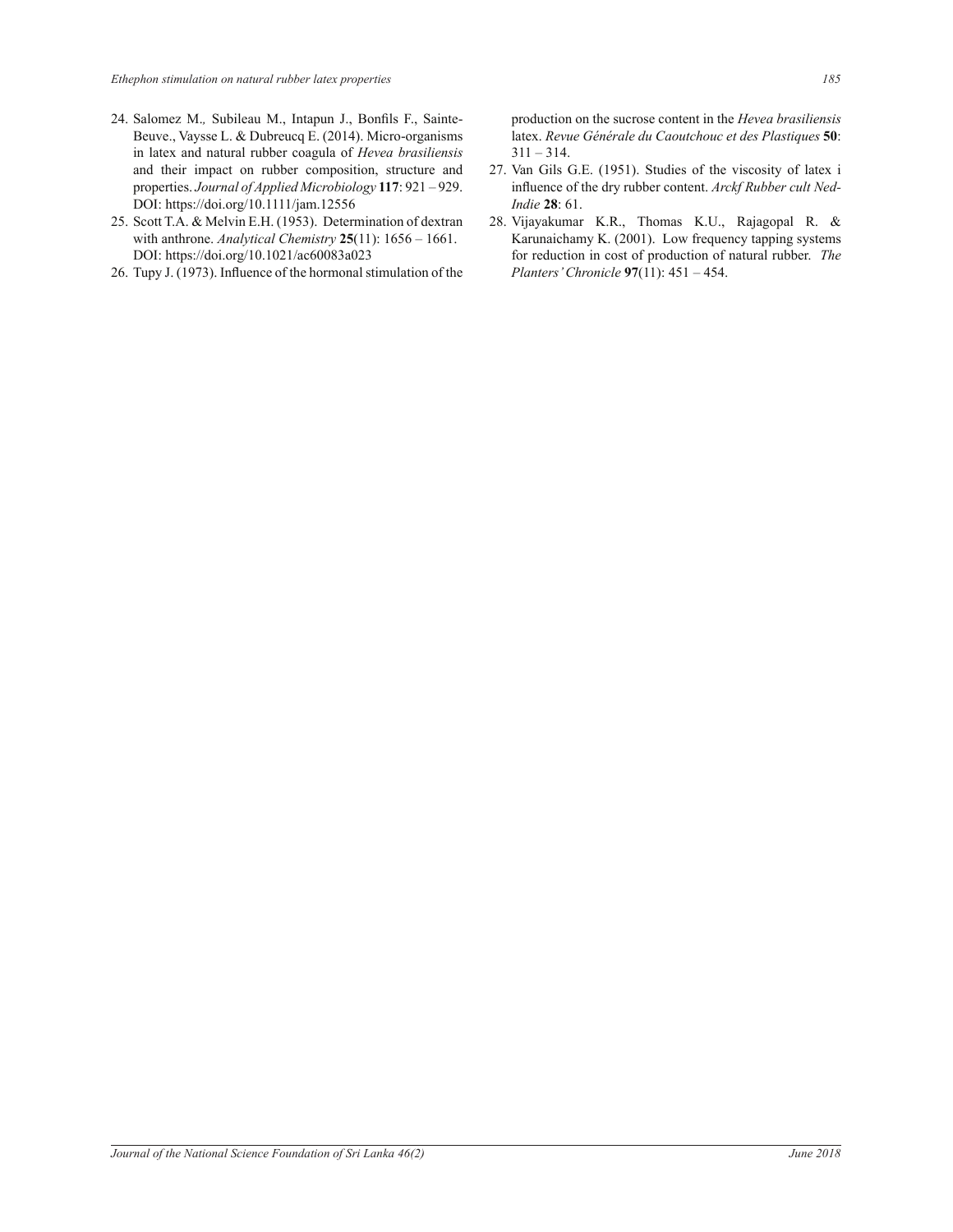24. Salomez M., Subileau M., Intapun J., Bonfils F., Sainte-Beuve., Vaysse L. & Dubreucq E. (2014). Micro-organisms in latex and natural rubber coagula of *Hevea brasiliensis* and their impact on rubber composition, structure and properties. *Journal of Applied Microbiology* **117**: 921 – 929. DOI: https://doi.org/10.1111/jam.12556
25. Scott T.A. & Melvin E.H. (1953). Determination of dextran with anthrone. *Analytical Chemistry* **25**(11): 1656 – 1661. DOI: https://doi.org/10.1021/ac60083a023
26. Tupy J. (1973). Influence of the hormonal stimulation of the production on the sucrose content in the *Hevea brasiliensis* latex. *Revue Générale du Caoutchouc et des Plastiques* **50**: 311 – 314.
27. Van Gils G.E. (1951). Studies of the viscosity of latex i influence of the dry rubber content. *Arckf Rubber cult Ned-Indie* **28**: 61.
28. Vijayakumar K.R., Thomas K.U., Rajagopal R. & Karunaichamy K. (2001). Low frequency tapping systems for reduction in cost of production of natural rubber. *The Planters' Chronicle* **97**(11): 451 – 454.